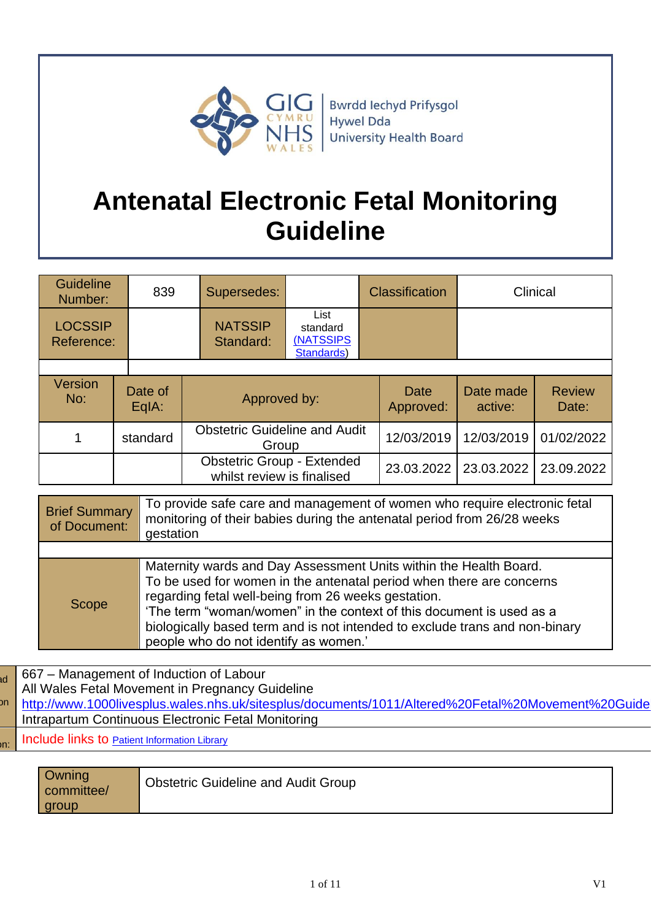GIG CYMRU NHS WALES | Bwrdd Iechyd Prifysgol Hywel Dda University Health Board

# Antenatal Electronic Fetal Monitoring Guideline

| Guideline Number: | 839 | Supersedes: | | Classification | Clinical |
|---|---|---|---|---|---|
| LOCSSIP Reference: | | NATSSIP Standard: | List standard (NATSSIPS Standards) | | |

| Version No: | Date of EqIA: | Approved by: | Date Approved: | Date made active: | Review Date: |
|---|---|---|---|---|---|
| 1 | standard | Obstetric Guideline and Audit Group | 12/03/2019 | 12/03/2019 | 01/02/2022 |
| | | Obstetric Group - Extended whilst review is finalised | 23.03.2022 | 23.03.2022 | 23.09.2022 |

| | |
|---|---|
| Brief Summary of Document: | To provide safe care and management of women who require electronic fetal monitoring of their babies during the antenatal period from 26/28 weeks gestation |
| | |
| Scope | Maternity wards and Day Assessment Units within the Health Board.<br>To be used for women in the antenatal period when there are concerns regarding fetal well-being from 26 weeks gestation.<br>'The term "woman/women" in the context of this document is used as a biologically based term and is not intended to exclude trans and non-binary people who do not identify as women.' |

| | |
|---|---|
| ad / on | 667 – Management of Induction of Labour<br>All Wales Fetal Movement in Pregnancy Guideline<br>http://www.1000livesplus.wales.nhs.uk/sitesplus/documents/1011/Altered%20Fetal%20Movement%20Guide<br>Intrapartum Continuous Electronic Fetal Monitoring |
| on: | Include links to Patient Information Library |

| | |
|---|---|
| Owning committee/ group | Obstetric Guideline and Audit Group |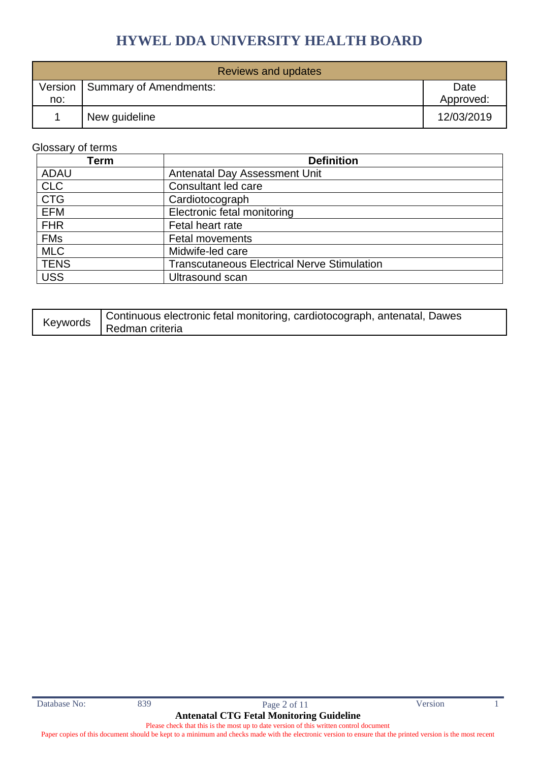| Reviews and updates | | |
|---|---|---|
| Version no: | Summary of Amendments: | Date Approved: |
| 1 | New guideline | 12/03/2019 |

Glossary of terms

| Term | Definition |
|---|---|
| ADAU | Antenatal Day Assessment Unit |
| CLC | Consultant led care |
| CTG | Cardiotocograph |
| EFM | Electronic fetal monitoring |
| FHR | Fetal heart rate |
| FMs | Fetal movements |
| MLC | Midwife-led care |
| TENS | Transcutaneous Electrical Nerve Stimulation |
| USS | Ultrasound scan |

| Keywords | Continuous electronic fetal monitoring, cardiotocograph, antenatal, Dawes Redman criteria |
|---|---|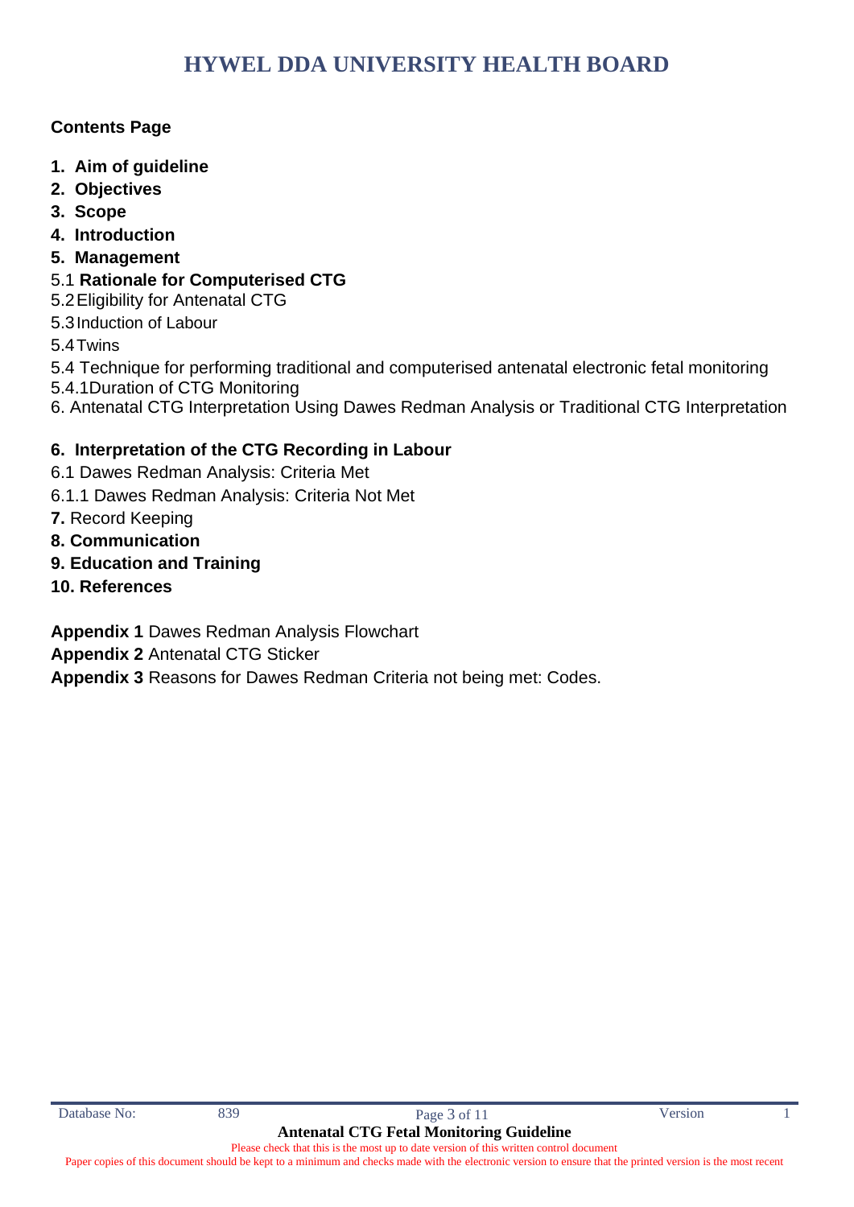# HYWEL DDA UNIVERSITY HEALTH BOARD

**Contents Page**

1. **Aim of guideline**
2. **Objectives**
3. **Scope**
4. **Introduction**
5. **Management**

5.1 **Rationale for Computerised CTG**

5.2 Eligibility for Antenatal CTG

5.3 Induction of Labour

5.4 Twins

5.4 Technique for performing traditional and computerised antenatal electronic fetal monitoring

5.4.1 Duration of CTG Monitoring

6. Antenatal CTG Interpretation Using Dawes Redman Analysis or Traditional CTG Interpretation

**6. Interpretation of the CTG Recording in Labour**

6.1 Dawes Redman Analysis: Criteria Met

6.1.1 Dawes Redman Analysis: Criteria Not Met

**7.** Record Keeping

**8. Communication**

**9. Education and Training**

**10. References**

**Appendix 1** Dawes Redman Analysis Flowchart

**Appendix 2** Antenatal CTG Sticker

**Appendix 3** Reasons for Dawes Redman Criteria not being met: Codes.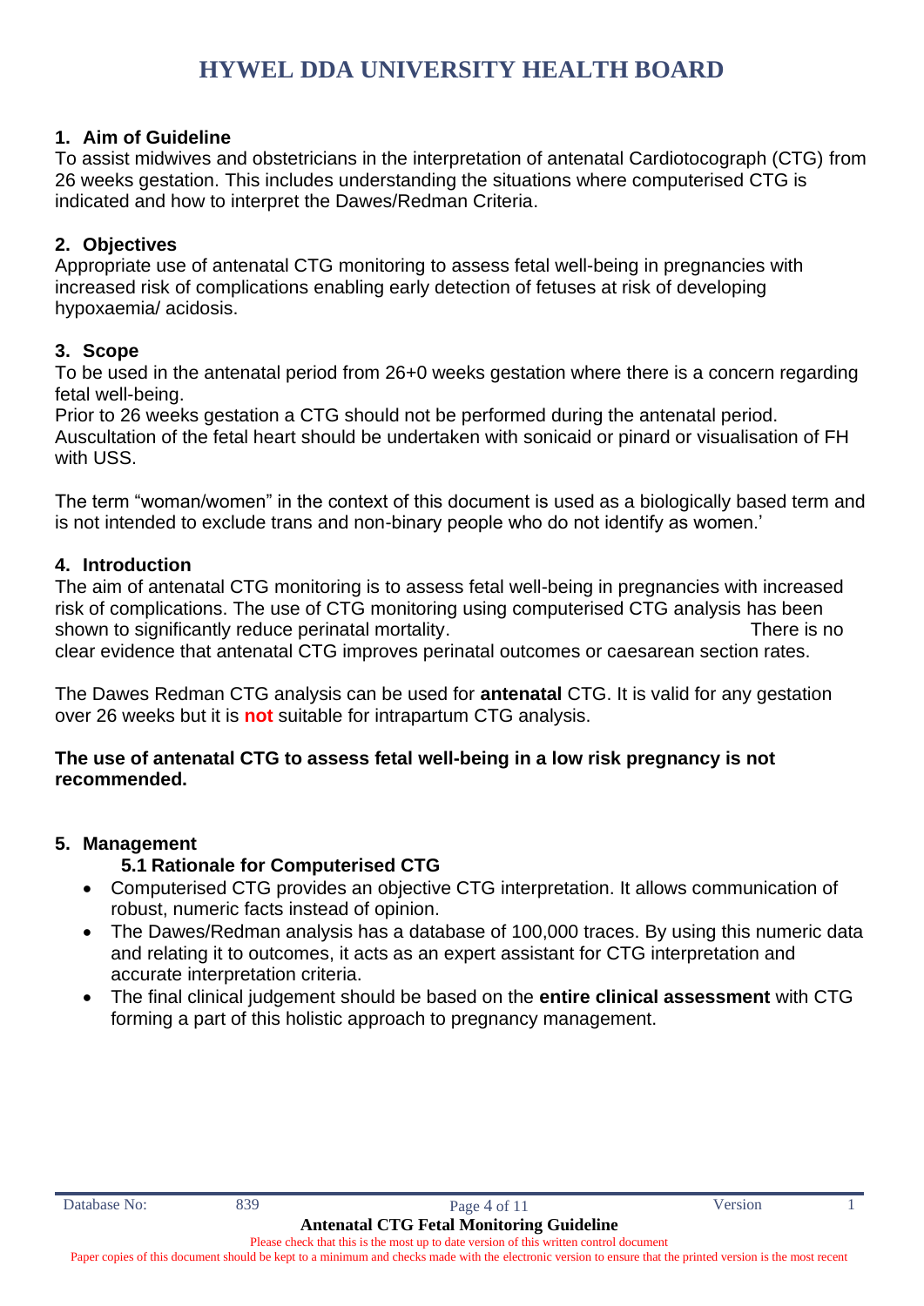## 1. Aim of Guideline

To assist midwives and obstetricians in the interpretation of antenatal Cardiotocograph (CTG) from 26 weeks gestation. This includes understanding the situations where computerised CTG is indicated and how to interpret the Dawes/Redman Criteria.

## 2. Objectives

Appropriate use of antenatal CTG monitoring to assess fetal well-being in pregnancies with increased risk of complications enabling early detection of fetuses at risk of developing hypoxaemia/ acidosis.

## 3. Scope

To be used in the antenatal period from 26+0 weeks gestation where there is a concern regarding fetal well-being.
Prior to 26 weeks gestation a CTG should not be performed during the antenatal period. Auscultation of the fetal heart should be undertaken with sonicaid or pinard or visualisation of FH with USS.

The term "woman/women" in the context of this document is used as a biologically based term and is not intended to exclude trans and non-binary people who do not identify as women.'

## 4. Introduction

The aim of antenatal CTG monitoring is to assess fetal well-being in pregnancies with increased risk of complications. The use of CTG monitoring using computerised CTG analysis has been shown to significantly reduce perinatal mortality. There is no clear evidence that antenatal CTG improves perinatal outcomes or caesarean section rates.

The Dawes Redman CTG analysis can be used for **antenatal** CTG. It is valid for any gestation over 26 weeks but it is **not** suitable for intrapartum CTG analysis.

**The use of antenatal CTG to assess fetal well-being in a low risk pregnancy is not recommended.**

## 5. Management

### 5.1 Rationale for Computerised CTG

- Computerised CTG provides an objective CTG interpretation. It allows communication of robust, numeric facts instead of opinion.
- The Dawes/Redman analysis has a database of 100,000 traces. By using this numeric data and relating it to outcomes, it acts as an expert assistant for CTG interpretation and accurate interpretation criteria.
- The final clinical judgement should be based on the **entire clinical assessment** with CTG forming a part of this holistic approach to pregnancy management.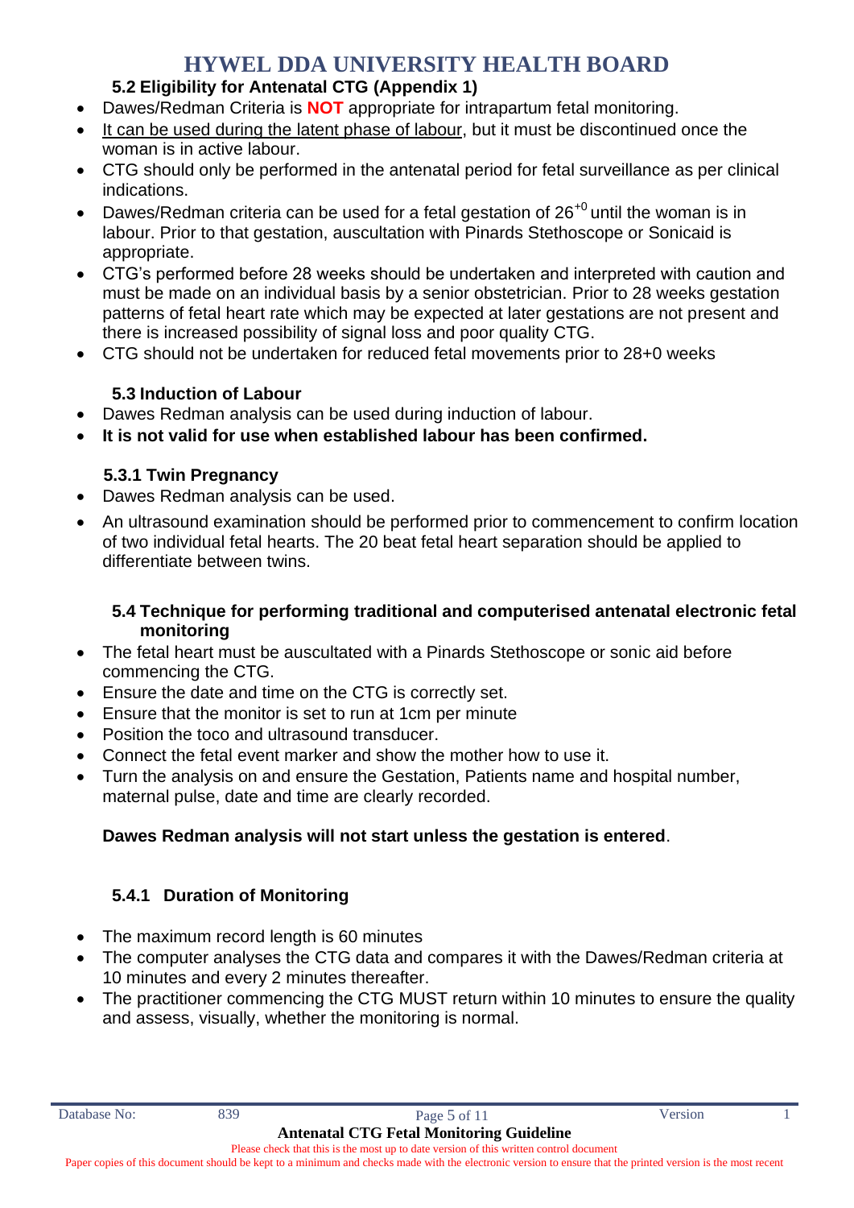### 5.2 Eligibility for Antenatal CTG (Appendix 1)

- Dawes/Redman Criteria is **NOT** appropriate for intrapartum fetal monitoring.
- It can be used during the latent phase of labour, but it must be discontinued once the woman is in active labour.
- CTG should only be performed in the antenatal period for fetal surveillance as per clinical indications.
- Dawes/Redman criteria can be used for a fetal gestation of $26^{+0}$ until the woman is in labour. Prior to that gestation, auscultation with Pinards Stethoscope or Sonicaid is appropriate.
- CTG's performed before 28 weeks should be undertaken and interpreted with caution and must be made on an individual basis by a senior obstetrician. Prior to 28 weeks gestation patterns of fetal heart rate which may be expected at later gestations are not present and there is increased possibility of signal loss and poor quality CTG.
- CTG should not be undertaken for reduced fetal movements prior to 28+0 weeks

### 5.3 Induction of Labour

- Dawes Redman analysis can be used during induction of labour.
- **It is not valid for use when established labour has been confirmed.**

#### 5.3.1 Twin Pregnancy

- Dawes Redman analysis can be used.
- An ultrasound examination should be performed prior to commencement to confirm location of two individual fetal hearts. The 20 beat fetal heart separation should be applied to differentiate between twins.

### 5.4 Technique for performing traditional and computerised antenatal electronic fetal monitoring

- The fetal heart must be auscultated with a Pinards Stethoscope or sonic aid before commencing the CTG.
- Ensure the date and time on the CTG is correctly set.
- Ensure that the monitor is set to run at 1cm per minute
- Position the toco and ultrasound transducer.
- Connect the fetal event marker and show the mother how to use it.
- Turn the analysis on and ensure the Gestation, Patients name and hospital number, maternal pulse, date and time are clearly recorded.

**Dawes Redman analysis will not start unless the gestation is entered**.

#### 5.4.1 Duration of Monitoring

- The maximum record length is 60 minutes
- The computer analyses the CTG data and compares it with the Dawes/Redman criteria at 10 minutes and every 2 minutes thereafter.
- The practitioner commencing the CTG MUST return within 10 minutes to ensure the quality and assess, visually, whether the monitoring is normal.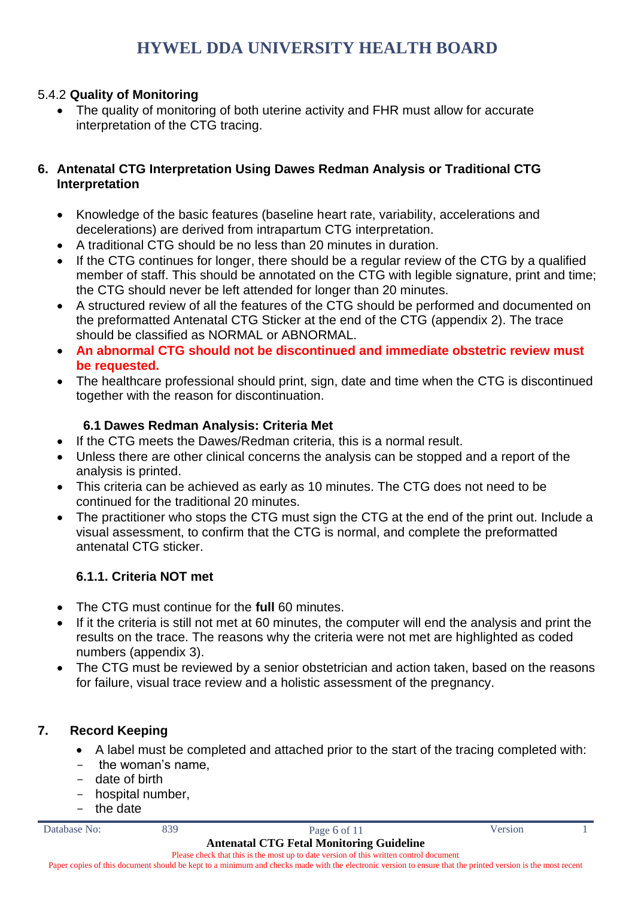#### 5.4.2 **Quality of Monitoring**

- The quality of monitoring of both uterine activity and FHR must allow for accurate interpretation of the CTG tracing.

## 6. Antenatal CTG Interpretation Using Dawes Redman Analysis or Traditional CTG Interpretation

- Knowledge of the basic features (baseline heart rate, variability, accelerations and decelerations) are derived from intrapartum CTG interpretation.
- A traditional CTG should be no less than 20 minutes in duration.
- If the CTG continues for longer, there should be a regular review of the CTG by a qualified member of staff. This should be annotated on the CTG with legible signature, print and time; the CTG should never be left attended for longer than 20 minutes.
- A structured review of all the features of the CTG should be performed and documented on the preformatted Antenatal CTG Sticker at the end of the CTG (appendix 2). The trace should be classified as NORMAL or ABNORMAL.
- **An abnormal CTG should not be discontinued and immediate obstetric review must be requested.**
- The healthcare professional should print, sign, date and time when the CTG is discontinued together with the reason for discontinuation.

### 6.1 Dawes Redman Analysis: Criteria Met

- If the CTG meets the Dawes/Redman criteria, this is a normal result.
- Unless there are other clinical concerns the analysis can be stopped and a report of the analysis is printed.
- This criteria can be achieved as early as 10 minutes. The CTG does not need to be continued for the traditional 20 minutes.
- The practitioner who stops the CTG must sign the CTG at the end of the print out. Include a visual assessment, to confirm that the CTG is normal, and complete the preformatted antenatal CTG sticker.

#### 6.1.1. Criteria NOT met

- The CTG must continue for the **full** 60 minutes.
- If it the criteria is still not met at 60 minutes, the computer will end the analysis and print the results on the trace. The reasons why the criteria were not met are highlighted as coded numbers (appendix 3).
- The CTG must be reviewed by a senior obstetrician and action taken, based on the reasons for failure, visual trace review and a holistic assessment of the pregnancy.

## 7. Record Keeping

- A label must be completed and attached prior to the start of the tracing completed with:
  - the woman's name,
  - date of birth
  - hospital number,
  - the date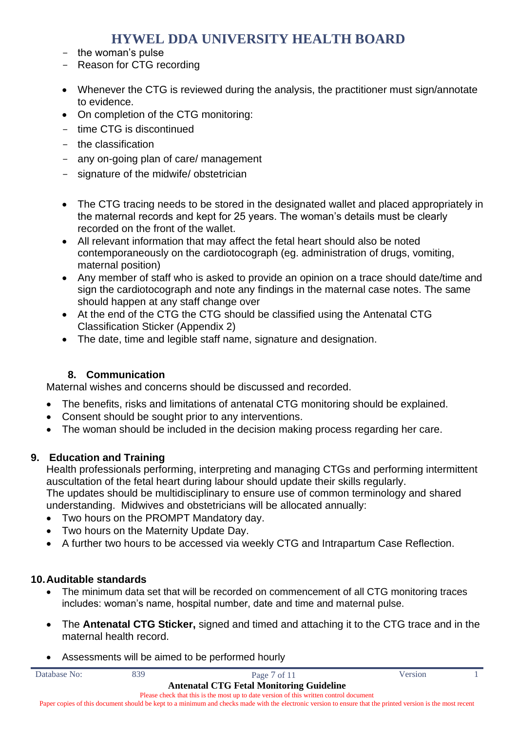- the woman's pulse
- Reason for CTG recording

- Whenever the CTG is reviewed during the analysis, the practitioner must sign/annotate to evidence.
- On completion of the CTG monitoring:
  - time CTG is discontinued
  - the classification
  - any on-going plan of care/ management
  - signature of the midwife/ obstetrician

- The CTG tracing needs to be stored in the designated wallet and placed appropriately in the maternal records and kept for 25 years. The woman's details must be clearly recorded on the front of the wallet.
- All relevant information that may affect the fetal heart should also be noted contemporaneously on the cardiotocograph (eg. administration of drugs, vomiting, maternal position)
- Any member of staff who is asked to provide an opinion on a trace should date/time and sign the cardiotocograph and note any findings in the maternal case notes. The same should happen at any staff change over
- At the end of the CTG the CTG should be classified using the Antenatal CTG Classification Sticker (Appendix 2)
- The date, time and legible staff name, signature and designation.

## 8. Communication

Maternal wishes and concerns should be discussed and recorded.

- The benefits, risks and limitations of antenatal CTG monitoring should be explained.
- Consent should be sought prior to any interventions.
- The woman should be included in the decision making process regarding her care.

## 9. Education and Training

Health professionals performing, interpreting and managing CTGs and performing intermittent auscultation of the fetal heart during labour should update their skills regularly.
The updates should be multidisciplinary to ensure use of common terminology and shared understanding. Midwives and obstetricians will be allocated annually:

- Two hours on the PROMPT Mandatory day.
- Two hours on the Maternity Update Day.
- A further two hours to be accessed via weekly CTG and Intrapartum Case Reflection.

## 10. Auditable standards

- The minimum data set that will be recorded on commencement of all CTG monitoring traces includes: woman's name, hospital number, date and time and maternal pulse.

- The **Antenatal CTG Sticker,** signed and timed and attaching it to the CTG trace and in the maternal health record.

- Assessments will be aimed to be performed hourly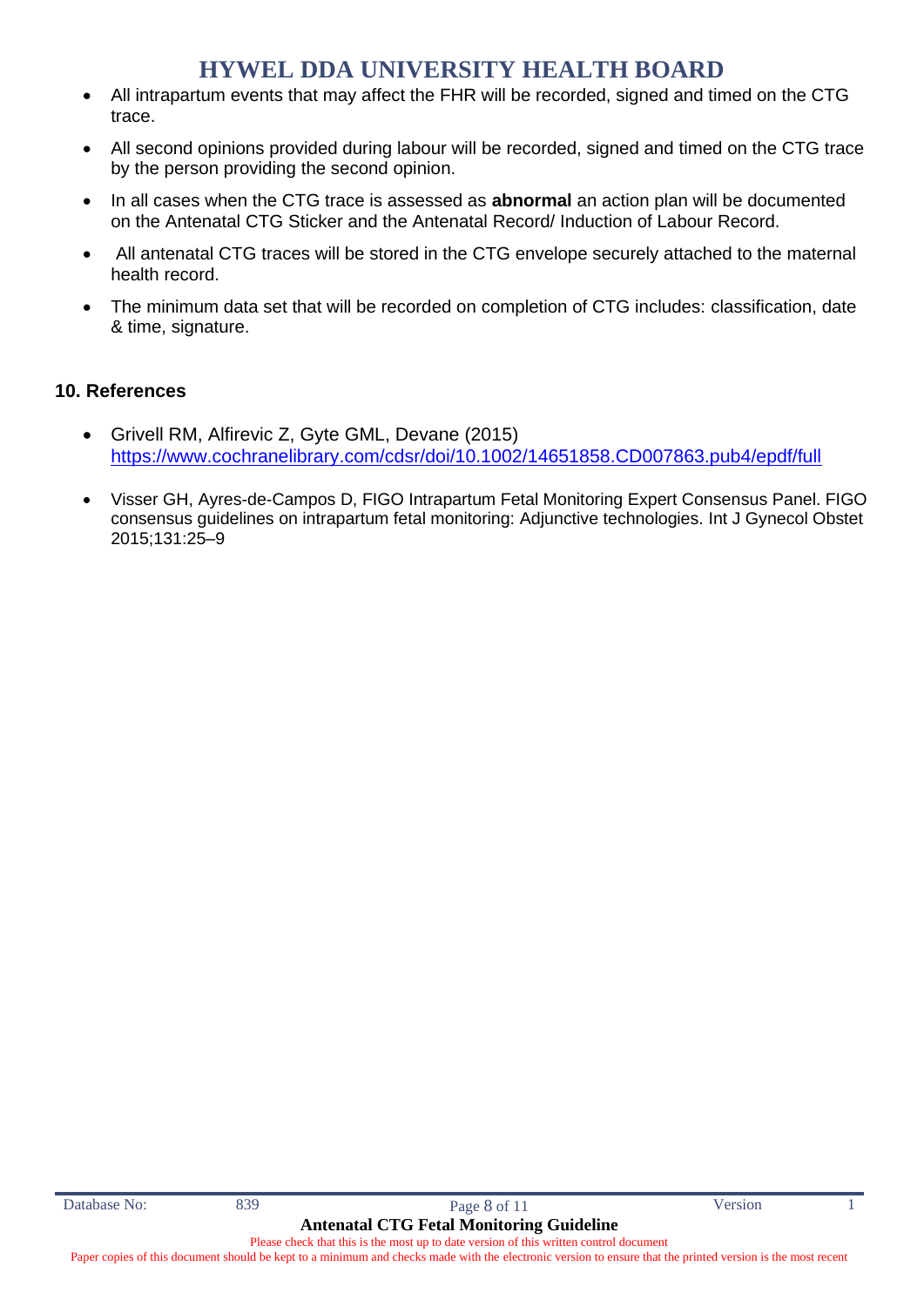- All intrapartum events that may affect the FHR will be recorded, signed and timed on the CTG trace.
- All second opinions provided during labour will be recorded, signed and timed on the CTG trace by the person providing the second opinion.
- In all cases when the CTG trace is assessed as **abnormal** an action plan will be documented on the Antenatal CTG Sticker and the Antenatal Record/ Induction of Labour Record.
- All antenatal CTG traces will be stored in the CTG envelope securely attached to the maternal health record.
- The minimum data set that will be recorded on completion of CTG includes: classification, date & time, signature.

## 10. References

- Grivell RM, Alfirevic Z, Gyte GML, Devane (2015) https://www.cochranelibrary.com/cdsr/doi/10.1002/14651858.CD007863.pub4/epdf/full
- Visser GH, Ayres-de-Campos D, FIGO Intrapartum Fetal Monitoring Expert Consensus Panel. FIGO consensus guidelines on intrapartum fetal monitoring: Adjunctive technologies. Int J Gynecol Obstet 2015;131:25–9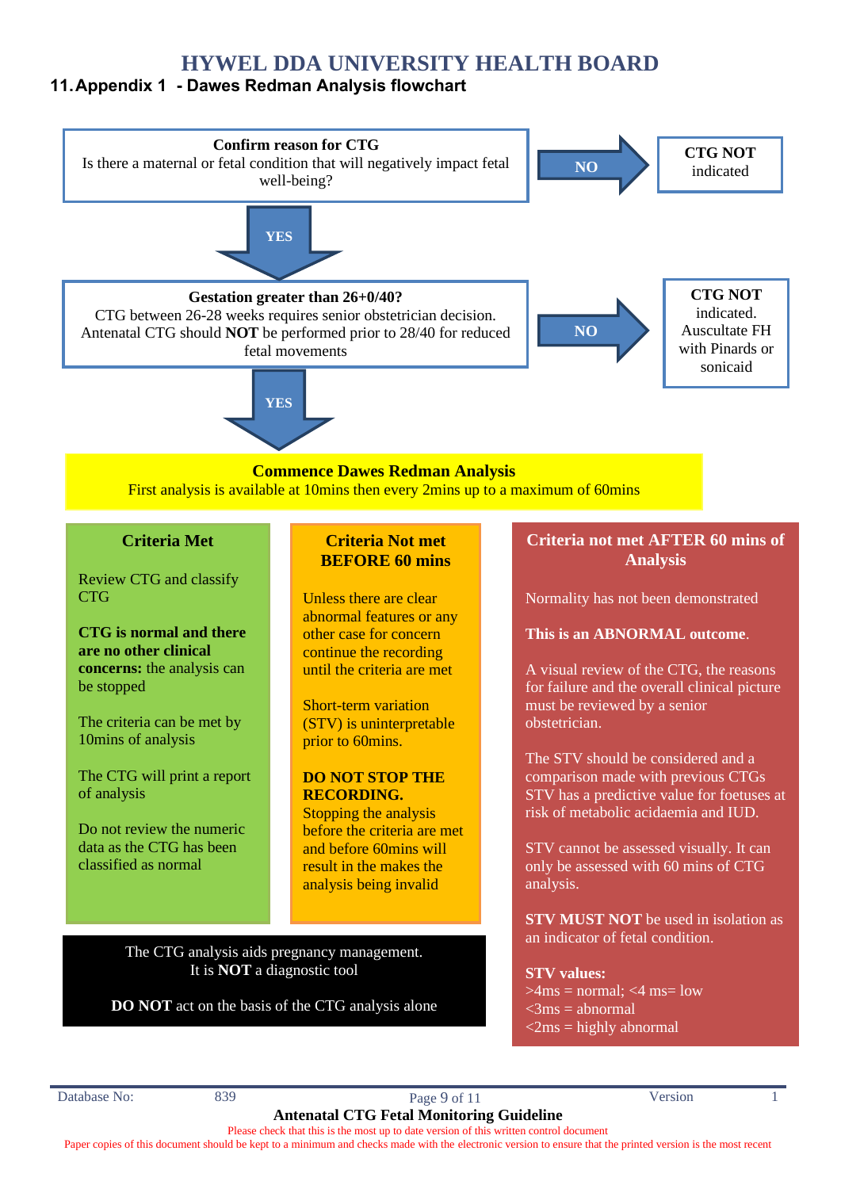# HYWEL DDA UNIVERSITY HEALTH BOARD

## 11. Appendix 1 - Dawes Redman Analysis flowchart

**Confirm reason for CTG**
Is there a maternal or fetal condition that will negatively impact fetal well-being?

- **NO** → **CTG NOT** indicated
- **YES** ↓

**Gestation greater than 26+0/40?**
CTG between 26-28 weeks requires senior obstetrician decision.
Antenatal CTG should **NOT** be performed prior to 28/40 for reduced fetal movements

- **NO** → **CTG NOT** indicated. Auscultate FH with Pinards or sonicaid
- **YES** ↓

**Commence Dawes Redman Analysis**
First analysis is available at 10mins then every 2mins up to a maximum of 60mins

### Criteria Met

Review CTG and classify CTG

**CTG is normal and there are no other clinical concerns:** the analysis can be stopped

The criteria can be met by 10mins of analysis

The CTG will print a report of analysis

Do not review the numeric data as the CTG has been classified as normal

### Criteria Not met BEFORE 60 mins

Unless there are clear abnormal features or any other case for concern continue the recording until the criteria are met

Short-term variation (STV) is uninterpretable prior to 60mins.

**DO NOT STOP THE RECORDING.**
Stopping the analysis before the criteria are met and before 60mins will result in the makes the analysis being invalid

### Criteria not met AFTER 60 mins of Analysis

Normality has not been demonstrated

**This is an ABNORMAL outcome**.

A visual review of the CTG, the reasons for failure and the overall clinical picture must be reviewed by a senior obstetrician.

The STV should be considered and a comparison made with previous CTGs STV has a predictive value for foetuses at risk of metabolic acidaemia and IUD.

STV cannot be assessed visually. It can only be assessed with 60 mins of CTG analysis.

**STV MUST NOT** be used in isolation as an indicator of fetal condition.

**STV values:**
>4ms = normal; <4 ms= low
<3ms = abnormal
<2ms = highly abnormal

---

The CTG analysis aids pregnancy management.
It is **NOT** a diagnostic tool

**DO NOT** act on the basis of the CTG analysis alone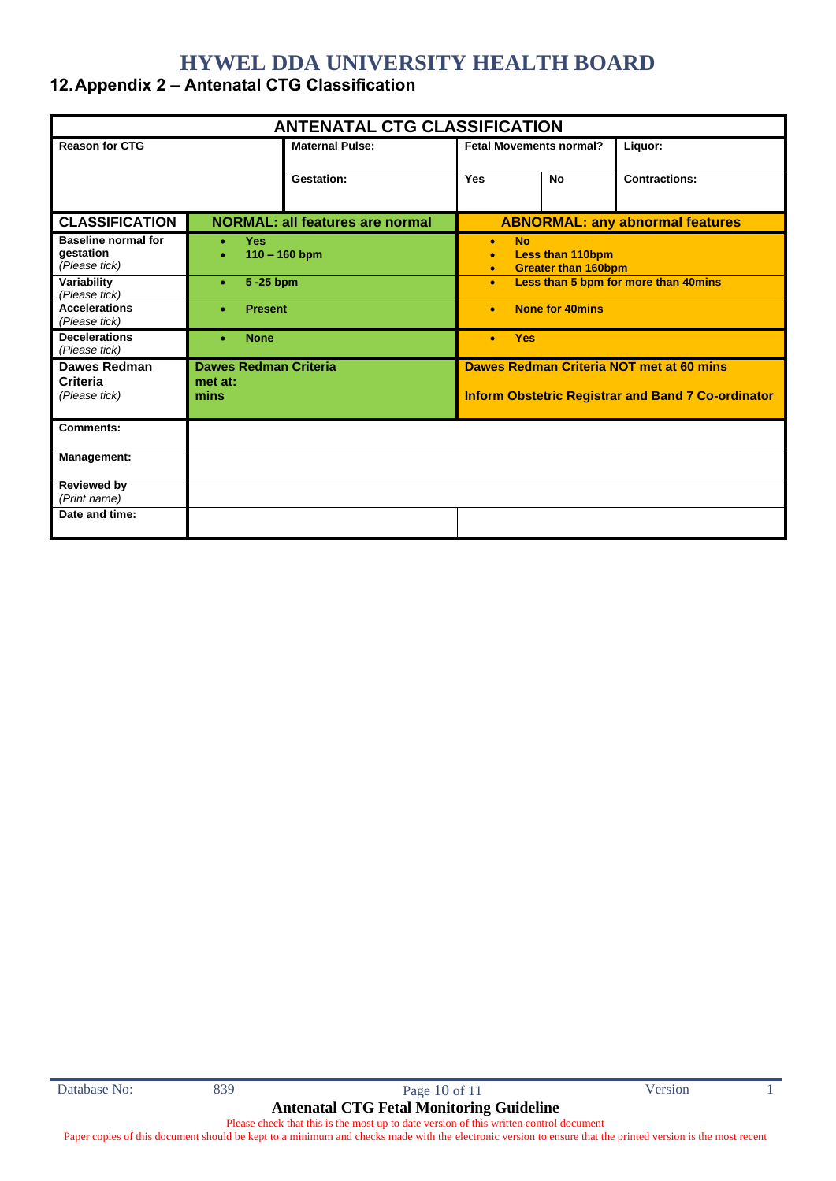## 12. Appendix 2 – Antenatal CTG Classification

| ANTENATAL CTG CLASSIFICATION | | | | |
|---|---|---|---|---|
| **Reason for CTG** | **Maternal Pulse:** | **Fetal Movements normal?** | | **Liquor:** |
| | **Gestation:** | **Yes** | **No** | **Contractions:** |

| CLASSIFICATION | NORMAL: all features are normal | ABNORMAL: any abnormal features |
|---|---|---|
| **Baseline normal for gestation** *(Please tick)* | • **Yes**<br>• **110 – 160 bpm** | • **No**<br>• **Less than 110bpm**<br>• **Greater than 160bpm** |
| **Variability** *(Please tick)* | • **5 -25 bpm** | • **Less than 5 bpm for more than 40mins** |
| **Accelerations** *(Please tick)* | • **Present** | • **None for 40mins** |
| **Decelerations** *(Please tick)* | • **None** | • **Yes** |
| **Dawes Redman Criteria** *(Please tick)* | **Dawes Redman Criteria met at: mins** | **Dawes Redman Criteria NOT met at 60 mins**<br><br>**Inform Obstetric Registrar and Band 7 Co-ordinator** |
| **Comments:** | | |
| **Management:** | | |
| **Reviewed by** *(Print name)* | | |
| **Date and time:** | | |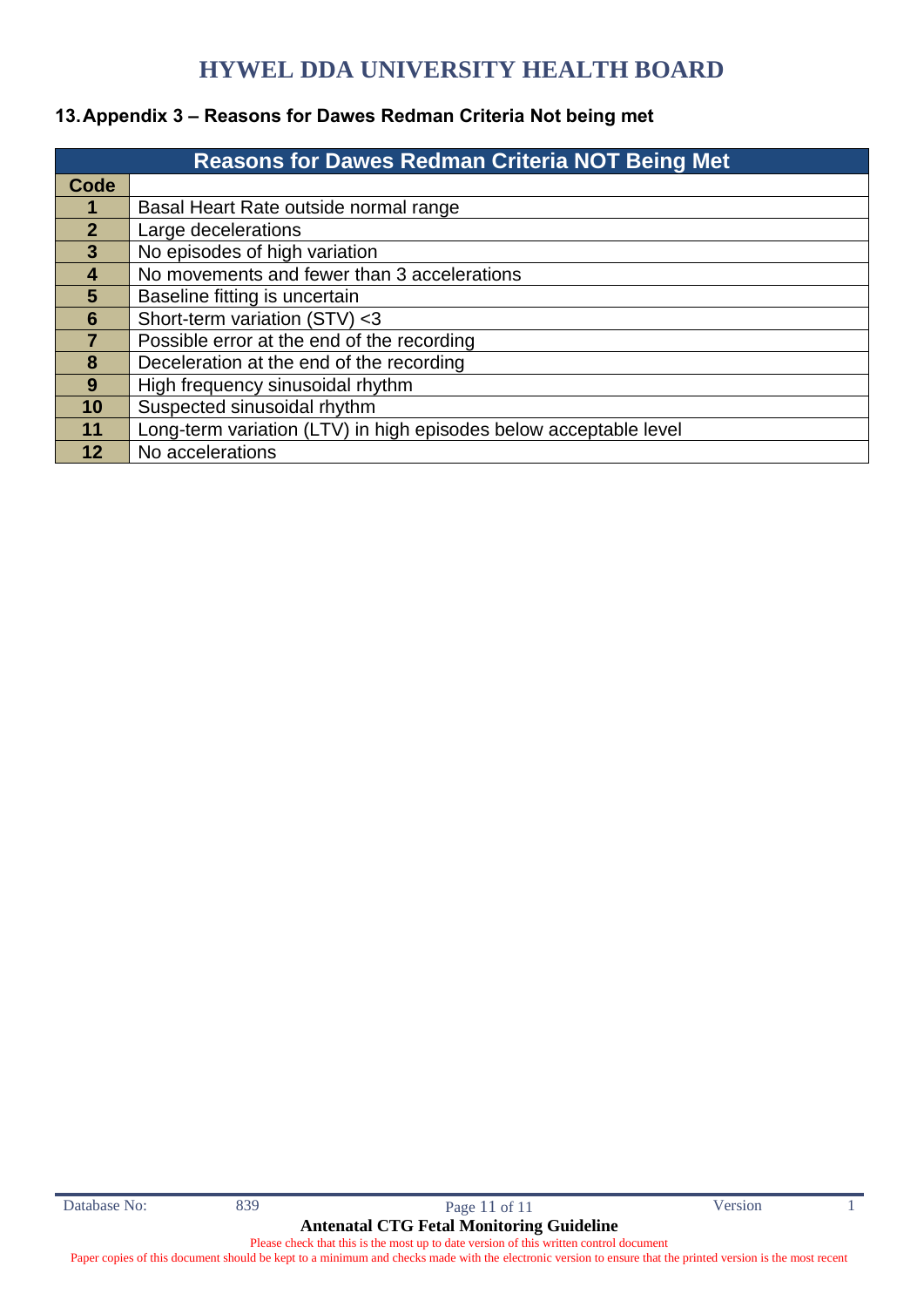## 13. Appendix 3 – Reasons for Dawes Redman Criteria Not being met

| Reasons for Dawes Redman Criteria NOT Being Met | |
|---|---|
| **Code** | |
| **1** | Basal Heart Rate outside normal range |
| **2** | Large decelerations |
| **3** | No episodes of high variation |
| **4** | No movements and fewer than 3 accelerations |
| **5** | Baseline fitting is uncertain |
| **6** | Short-term variation (STV) <3 |
| **7** | Possible error at the end of the recording |
| **8** | Deceleration at the end of the recording |
| **9** | High frequency sinusoidal rhythm |
| **10** | Suspected sinusoidal rhythm |
| **11** | Long-term variation (LTV) in high episodes below acceptable level |
| **12** | No accelerations |